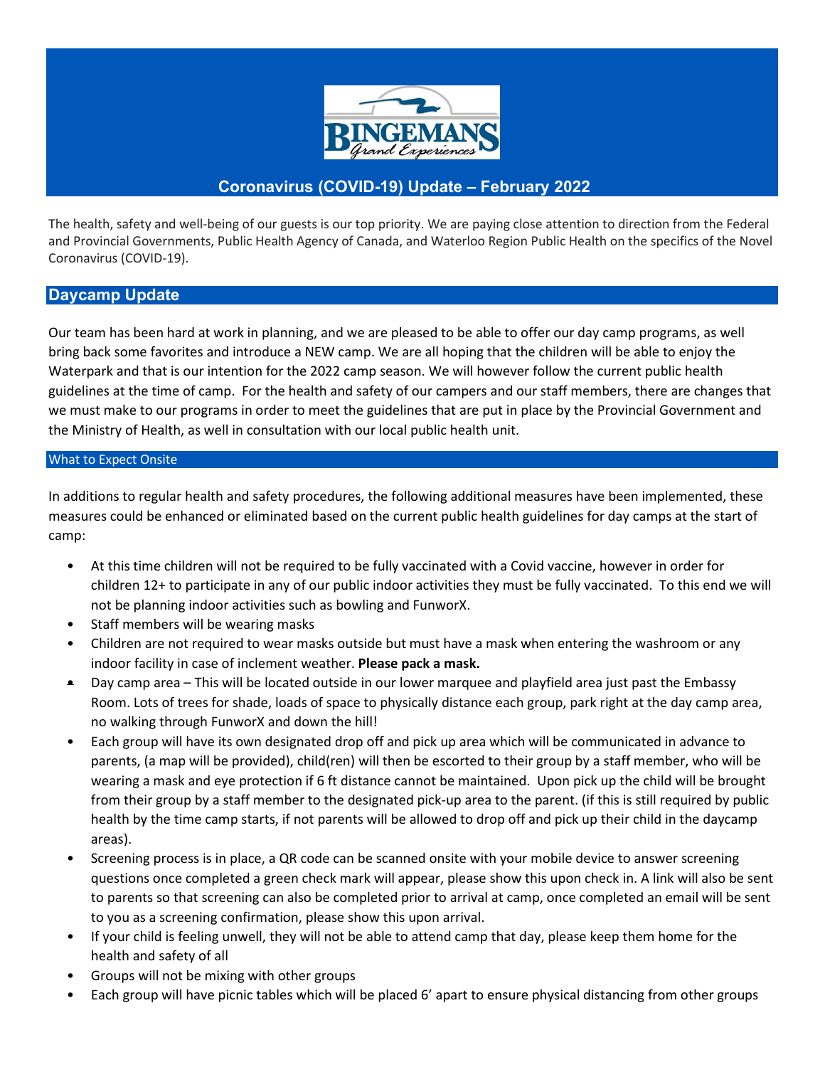BINGEMANS Grand Experiences

# Coronavirus (COVID-19) Update – February 2022

The health, safety and well-being of our guests is our top priority. We are paying close attention to direction from the Federal and Provincial Governments, Public Health Agency of Canada, and Waterloo Region Public Health on the specifics of the Novel Coronavirus (COVID-19).

## Daycamp Update

Our team has been hard at work in planning, and we are pleased to be able to offer our day camp programs, as well bring back some favorites and introduce a NEW camp. We are all hoping that the children will be able to enjoy the Waterpark and that is our intention for the 2022 camp season. We will however follow the current public health guidelines at the time of camp. For the health and safety of our campers and our staff members, there are changes that we must make to our programs in order to meet the guidelines that are put in place by the Provincial Government and the Ministry of Health, as well in consultation with our local public health unit.

### What to Expect Onsite

In additions to regular health and safety procedures, the following additional measures have been implemented, these measures could be enhanced or eliminated based on the current public health guidelines for day camps at the start of camp:

- At this time children will not be required to be fully vaccinated with a Covid vaccine, however in order for children 12+ to participate in any of our public indoor activities they must be fully vaccinated. To this end we will not be planning indoor activities such as bowling and FunworX.
- Staff members will be wearing masks
- Children are not required to wear masks outside but must have a mask when entering the washroom or any indoor facility in case of inclement weather. **Please pack a mask.**
- Day camp area – This will be located outside in our lower marquee and playfield area just past the Embassy Room. Lots of trees for shade, loads of space to physically distance each group, park right at the day camp area, no walking through FunworX and down the hill!
- Each group will have its own designated drop off and pick up area which will be communicated in advance to parents, (a map will be provided), child(ren) will then be escorted to their group by a staff member, who will be wearing a mask and eye protection if 6 ft distance cannot be maintained. Upon pick up the child will be brought from their group by a staff member to the designated pick-up area to the parent. (if this is still required by public health by the time camp starts, if not parents will be allowed to drop off and pick up their child in the daycamp areas).
- Screening process is in place, a QR code can be scanned onsite with your mobile device to answer screening questions once completed a green check mark will appear, please show this upon check in. A link will also be sent to parents so that screening can also be completed prior to arrival at camp, once completed an email will be sent to you as a screening confirmation, please show this upon arrival.
- If your child is feeling unwell, they will not be able to attend camp that day, please keep them home for the health and safety of all
- Groups will not be mixing with other groups
- Each group will have picnic tables which will be placed 6' apart to ensure physical distancing from other groups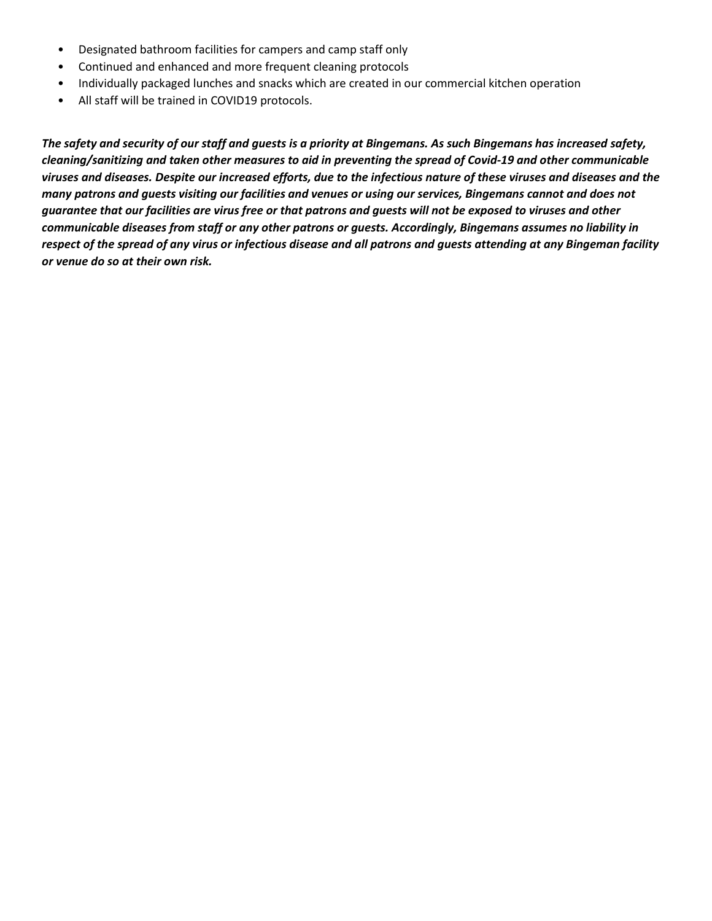- Designated bathroom facilities for campers and camp staff only
- Continued and enhanced and more frequent cleaning protocols
- Individually packaged lunches and snacks which are created in our commercial kitchen operation
- All staff will be trained in COVID19 protocols.

***The safety and security of our staff and guests is a priority at Bingemans. As such Bingemans has increased safety, cleaning/sanitizing and taken other measures to aid in preventing the spread of Covid-19 and other communicable viruses and diseases. Despite our increased efforts, due to the infectious nature of these viruses and diseases and the many patrons and guests visiting our facilities and venues or using our services, Bingemans cannot and does not guarantee that our facilities are virus free or that patrons and guests will not be exposed to viruses and other communicable diseases from staff or any other patrons or guests. Accordingly, Bingemans assumes no liability in respect of the spread of any virus or infectious disease and all patrons and guests attending at any Bingeman facility or venue do so at their own risk.***